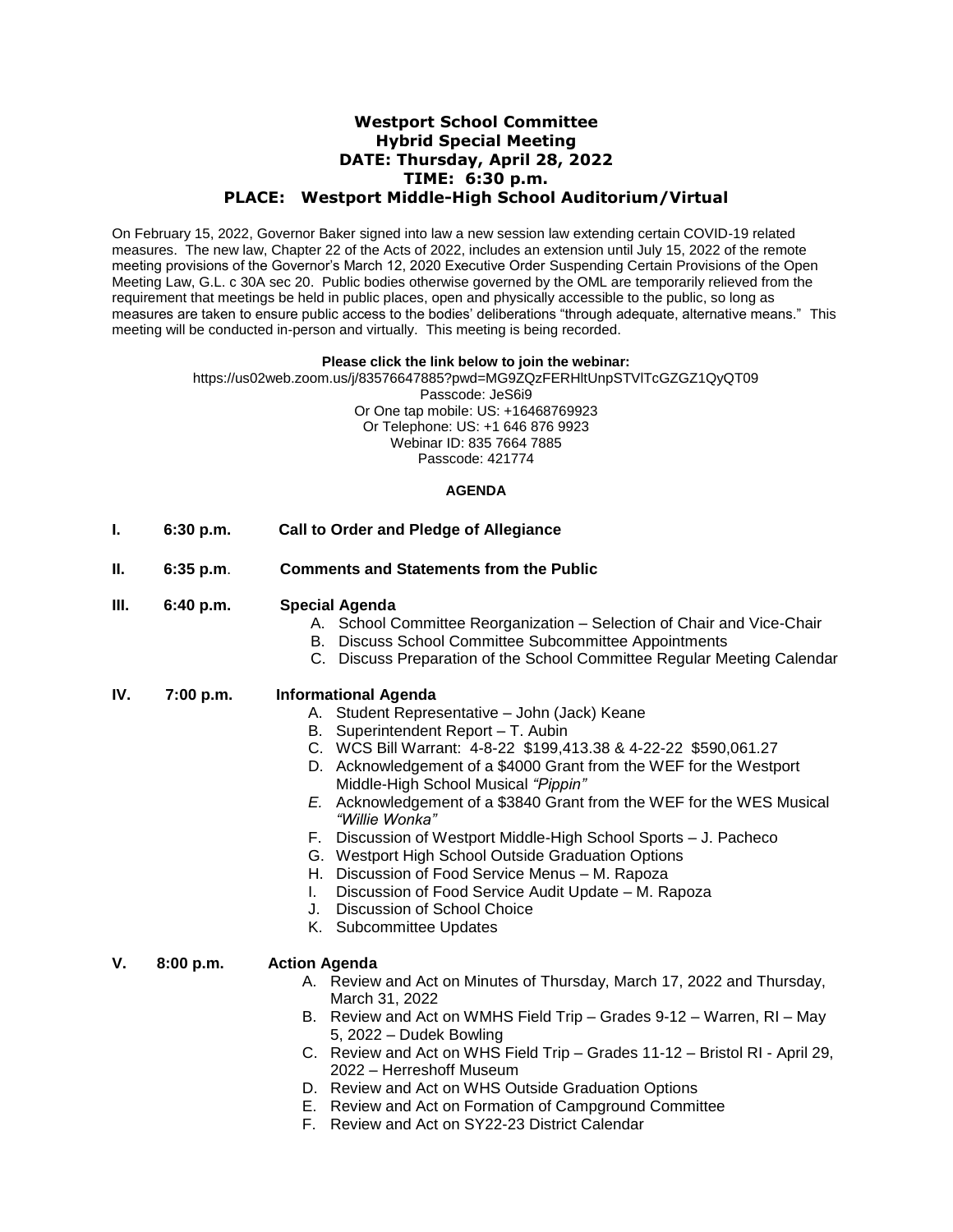# Westport School Committee
## Hybrid Special Meeting
**DATE: Thursday, April 28, 2022**
**TIME: 6:30 p.m.**
**PLACE: Westport Middle-High School Auditorium/Virtual**

On February 15, 2022, Governor Baker signed into law a new session law extending certain COVID-19 related measures. The new law, Chapter 22 of the Acts of 2022, includes an extension until July 15, 2022 of the remote meeting provisions of the Governor's March 12, 2020 Executive Order Suspending Certain Provisions of the Open Meeting Law, G.L. c 30A sec 20. Public bodies otherwise governed by the OML are temporarily relieved from the requirement that meetings be held in public places, open and physically accessible to the public, so long as measures are taken to ensure public access to the bodies' deliberations "through adequate, alternative means." This meeting will be conducted in-person and virtually. This meeting is being recorded.

**Please click the link below to join the webinar:**
https://us02web.zoom.us/j/83576647885?pwd=MG9ZQzFERHltUnpSTVlTcGZGZ1QyQT09
Passcode: JeS6i9
Or One tap mobile: US: +16468769923
Or Telephone: US: +1 646 876 9923
Webinar ID: 835 7664 7885
Passcode: 421774

**AGENDA**

**I. 6:30 p.m. Call to Order and Pledge of Allegiance**

**II. 6:35 p.m. Comments and Statements from the Public**

**III. 6:40 p.m. Special Agenda**

A. School Committee Reorganization – Selection of Chair and Vice-Chair
B. Discuss School Committee Subcommittee Appointments
C. Discuss Preparation of the School Committee Regular Meeting Calendar

**IV. 7:00 p.m. Informational Agenda**

A. Student Representative – John (Jack) Keane
B. Superintendent Report – T. Aubin
C. WCS Bill Warrant: 4-8-22 $199,413.38 & 4-22-22 $590,061.27
D. Acknowledgement of a $4000 Grant from the WEF for the Westport Middle-High School Musical *"Pippin"*
E. Acknowledgement of a $3840 Grant from the WEF for the WES Musical *"Willie Wonka"*
F. Discussion of Westport Middle-High School Sports – J. Pacheco
G. Westport High School Outside Graduation Options
H. Discussion of Food Service Menus – M. Rapoza
I. Discussion of Food Service Audit Update – M. Rapoza
J. Discussion of School Choice
K. Subcommittee Updates

**V. 8:00 p.m. Action Agenda**

A. Review and Act on Minutes of Thursday, March 17, 2022 and Thursday, March 31, 2022
B. Review and Act on WMHS Field Trip – Grades 9-12 – Warren, RI – May 5, 2022 – Dudek Bowling
C. Review and Act on WHS Field Trip – Grades 11-12 – Bristol RI - April 29, 2022 – Herreshoff Museum
D. Review and Act on WHS Outside Graduation Options
E. Review and Act on Formation of Campground Committee
F. Review and Act on SY22-23 District Calendar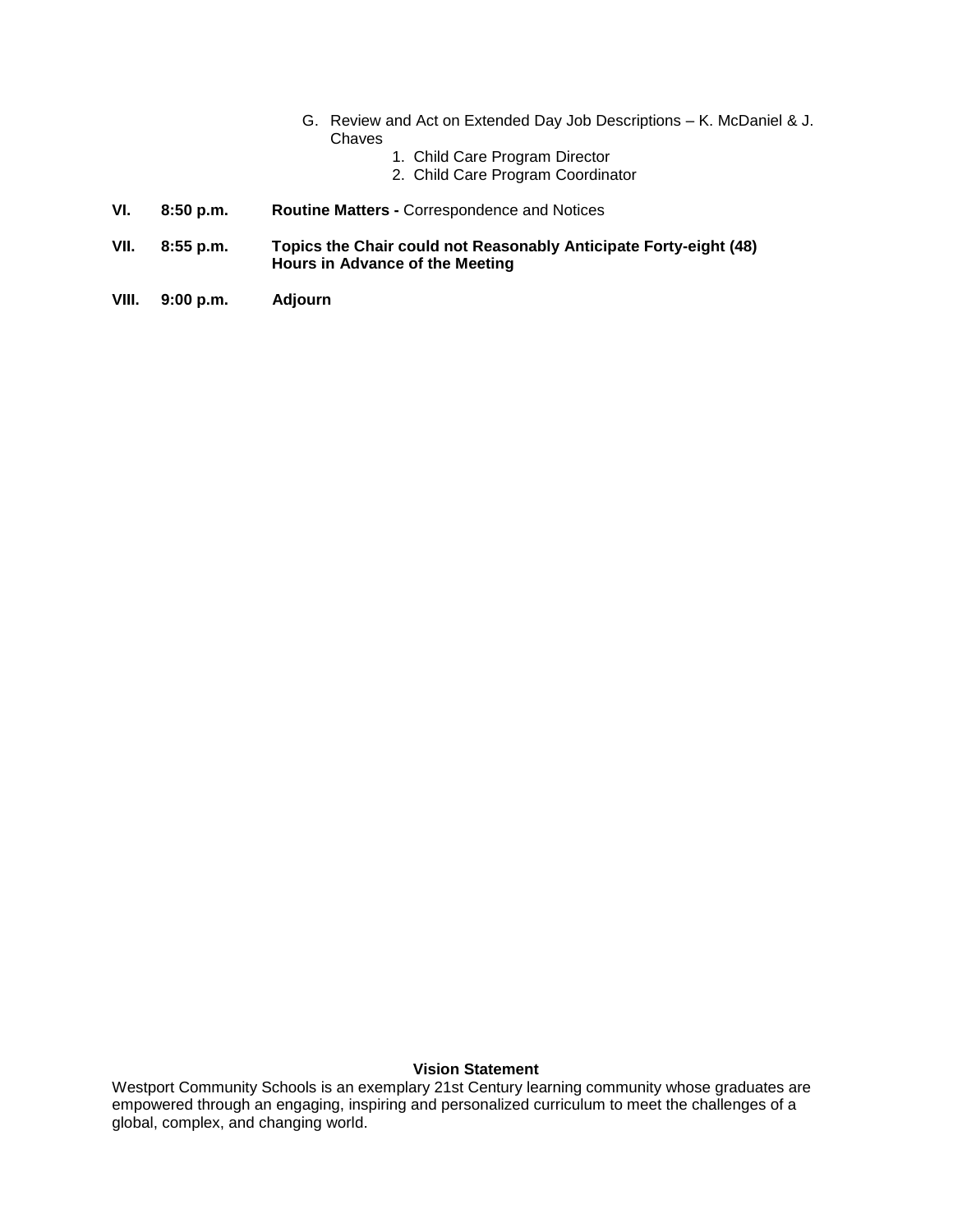G. Review and Act on Extended Day Job Descriptions – K. McDaniel & J. Chaves
    1. Child Care Program Director
    2. Child Care Program Coordinator

**VI.** **8:50 p.m.** **Routine Matters -** Correspondence and Notices

**VII.** **8:55 p.m.** **Topics the Chair could not Reasonably Anticipate Forty-eight (48) Hours in Advance of the Meeting**

**VIII.** **9:00 p.m.** **Adjourn**

**Vision Statement**

Westport Community Schools is an exemplary 21st Century learning community whose graduates are empowered through an engaging, inspiring and personalized curriculum to meet the challenges of a global, complex, and changing world.